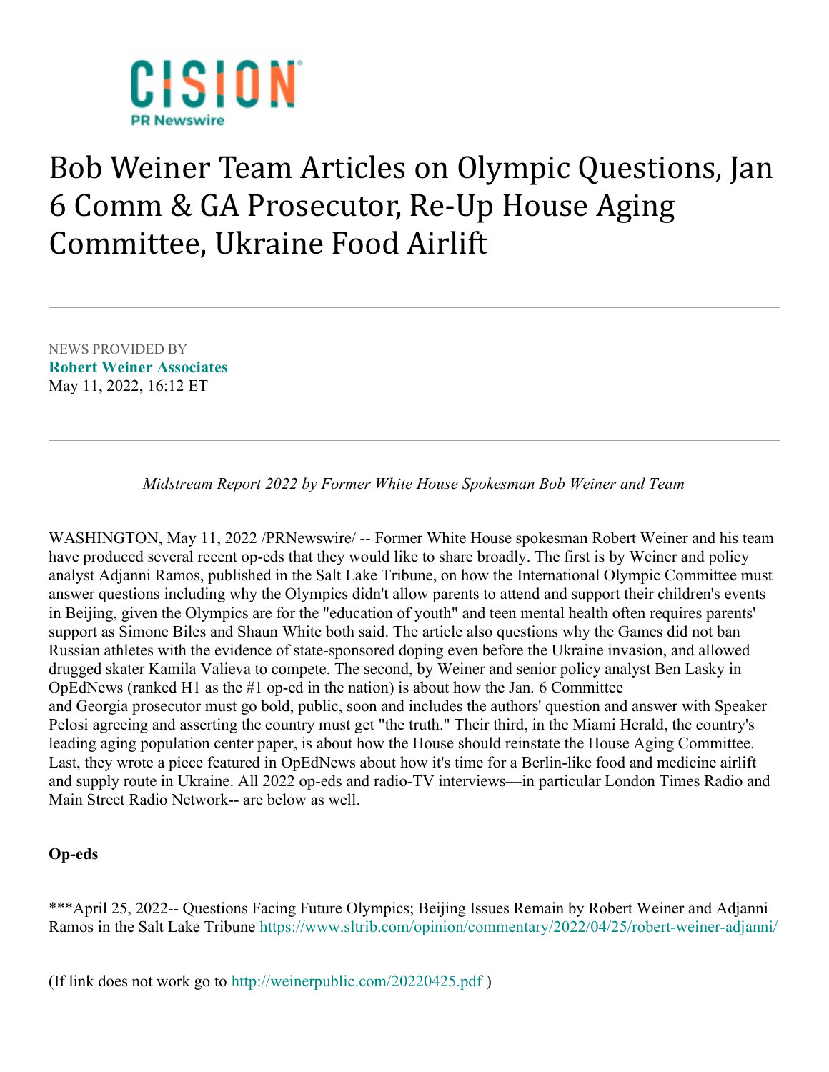# Bob Weiner Team Articles on Olympic Questions, Jan 6 Comm & GA Prosecutor, Re-Up House Aging Committee, Ukraine Food Airlift

NEWS PROVIDED BY
**Robert Weiner Associates**
May 11, 2022, 16:12 ET

---

*Midstream Report 2022 by Former White House Spokesman Bob Weiner and Team*

WASHINGTON, May 11, 2022 /PRNewswire/ -- Former White House spokesman Robert Weiner and his team have produced several recent op-eds that they would like to share broadly. The first is by Weiner and policy analyst Adjanni Ramos, published in the Salt Lake Tribune, on how the International Olympic Committee must answer questions including why the Olympics didn't allow parents to attend and support their children's events in Beijing, given the Olympics are for the "education of youth" and teen mental health often requires parents' support as Simone Biles and Shaun White both said. The article also questions why the Games did not ban Russian athletes with the evidence of state-sponsored doping even before the Ukraine invasion, and allowed drugged skater Kamila Valieva to compete. The second, by Weiner and senior policy analyst Ben Lasky in OpEdNews (ranked H1 as the #1 op-ed in the nation) is about how the Jan. 6 Committee and Georgia prosecutor must go bold, public, soon and includes the authors' question and answer with Speaker Pelosi agreeing and asserting the country must get "the truth." Their third, in the Miami Herald, the country's leading aging population center paper, is about how the House should reinstate the House Aging Committee. Last, they wrote a piece featured in OpEdNews about how it's time for a Berlin-like food and medicine airlift and supply route in Ukraine. All 2022 op-eds and radio-TV interviews—in particular London Times Radio and Main Street Radio Network-- are below as well.

**Op-eds**

***April 25, 2022-- Questions Facing Future Olympics; Beijing Issues Remain by Robert Weiner and Adjanni Ramos in the Salt Lake Tribune https://www.sltrib.com/opinion/commentary/2022/04/25/robert-weiner-adjanni/

(If link does not work go to http://weinerpublic.com/20220425.pdf )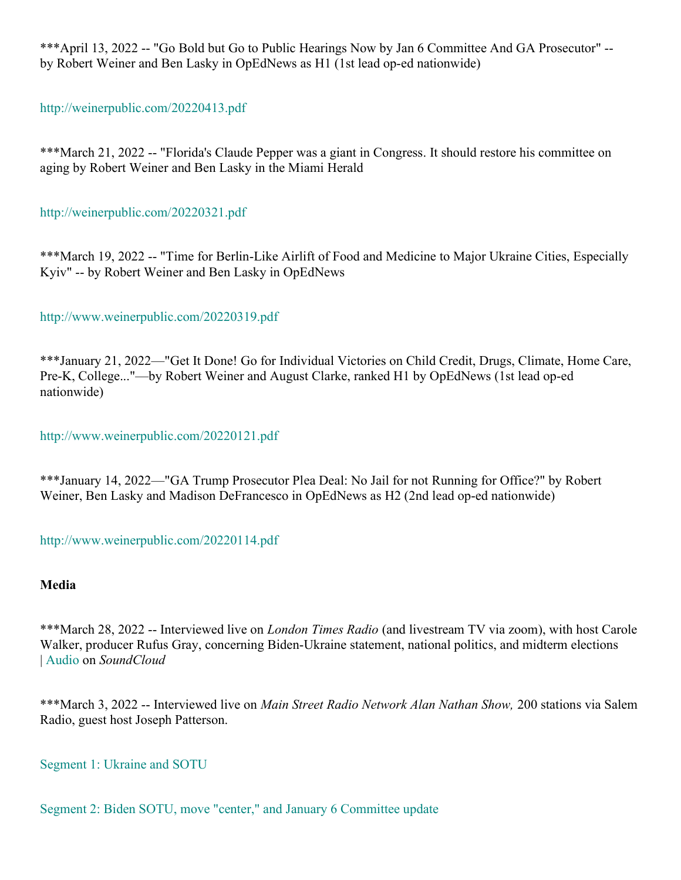***April 13, 2022 -- "Go Bold but Go to Public Hearings Now by Jan 6 Committee And GA Prosecutor" -- by Robert Weiner and Ben Lasky in OpEdNews as H1 (1st lead op-ed nationwide)

http://weinerpublic.com/20220413.pdf

***March 21, 2022 -- "Florida's Claude Pepper was a giant in Congress. It should restore his committee on aging by Robert Weiner and Ben Lasky in the Miami Herald

http://weinerpublic.com/20220321.pdf

***March 19, 2022 -- "Time for Berlin-Like Airlift of Food and Medicine to Major Ukraine Cities, Especially Kyiv" -- by Robert Weiner and Ben Lasky in OpEdNews

http://www.weinerpublic.com/20220319.pdf

***January 21, 2022—"Get It Done! Go for Individual Victories on Child Credit, Drugs, Climate, Home Care, Pre-K, College..."—by Robert Weiner and August Clarke, ranked H1 by OpEdNews (1st lead op-ed nationwide)

http://www.weinerpublic.com/20220121.pdf

***January 14, 2022—"GA Trump Prosecutor Plea Deal: No Jail for not Running for Office?" by Robert Weiner, Ben Lasky and Madison DeFrancesco in OpEdNews as H2 (2nd lead op-ed nationwide)

http://www.weinerpublic.com/20220114.pdf

**Media**

***March 28, 2022 -- Interviewed live on *London Times Radio* (and livestream TV via zoom), with host Carole Walker, producer Rufus Gray, concerning Biden-Ukraine statement, national politics, and midterm elections | Audio on *SoundCloud*

***March 3, 2022 -- Interviewed live on *Main Street Radio Network Alan Nathan Show,* 200 stations via Salem Radio, guest host Joseph Patterson.

Segment 1: Ukraine and SOTU

Segment 2: Biden SOTU, move "center," and January 6 Committee update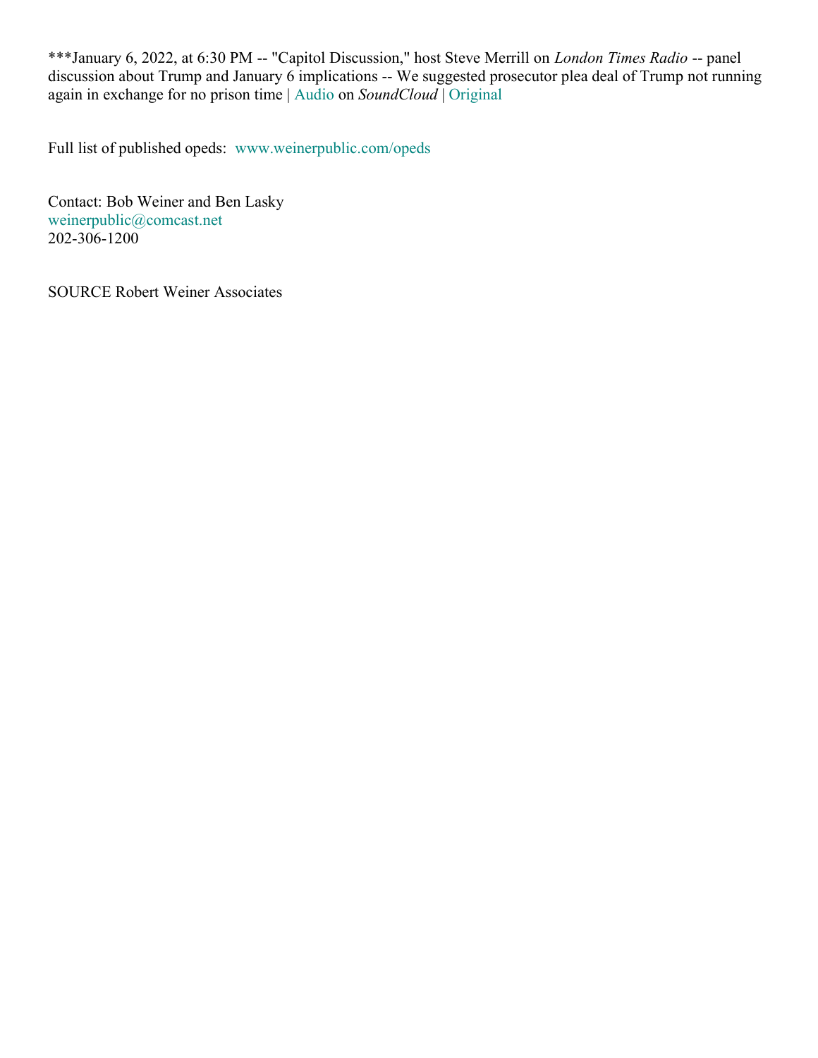***January 6, 2022, at 6:30 PM -- "Capitol Discussion," host Steve Merrill on *London Times Radio* -- panel discussion about Trump and January 6 implications -- We suggested prosecutor plea deal of Trump not running again in exchange for no prison time | Audio on *SoundCloud* | Original

Full list of published opeds: www.weinerpublic.com/opeds

Contact: Bob Weiner and Ben Lasky
weinerpublic@comcast.net
202-306-1200

SOURCE Robert Weiner Associates